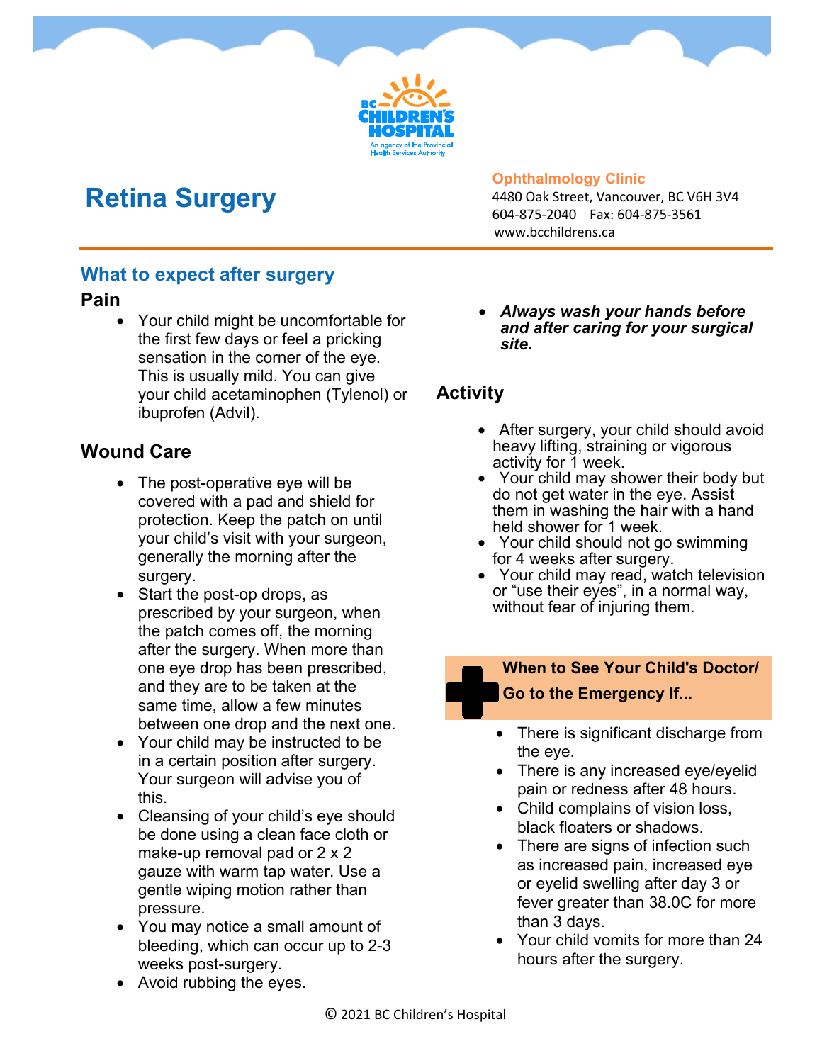BC Children's Hospital
An agency of the Provincial Health Services Authority

# Retina Surgery

**Ophthalmology Clinic**
4480 Oak Street, Vancouver, BC V6H 3V4
604-875-2040 Fax: 604-875-3561
www.bcchildrens.ca

## What to expect after surgery

### Pain

- Your child might be uncomfortable for the first few days or feel a pricking sensation in the corner of the eye. This is usually mild. You can give your child acetaminophen (Tylenol) or ibuprofen (Advil).

### Wound Care

- The post-operative eye will be covered with a pad and shield for protection. Keep the patch on until your child's visit with your surgeon, generally the morning after the surgery.
- Start the post-op drops, as prescribed by your surgeon, when the patch comes off, the morning after the surgery. When more than one eye drop has been prescribed, and they are to be taken at the same time, allow a few minutes between one drop and the next one.
- Your child may be instructed to be in a certain position after surgery. Your surgeon will advise you of this.
- Cleansing of your child's eye should be done using a clean face cloth or make-up removal pad or 2 x 2 gauze with warm tap water. Use a gentle wiping motion rather than pressure.
- You may notice a small amount of bleeding, which can occur up to 2-3 weeks post-surgery.
- Avoid rubbing the eyes.
- ***Always wash your hands before and after caring for your surgical site.***

### Activity

- After surgery, your child should avoid heavy lifting, straining or vigorous activity for 1 week.
- Your child may shower their body but do not get water in the eye. Assist them in washing the hair with a hand held shower for 1 week.
- Your child should not go swimming for 4 weeks after surgery.
- Your child may read, watch television or "use their eyes", in a normal way, without fear of injuring them.

### When to See Your Child's Doctor/ Go to the Emergency If...

- There is significant discharge from the eye.
- There is any increased eye/eyelid pain or redness after 48 hours.
- Child complains of vision loss, black floaters or shadows.
- There are signs of infection such as increased pain, increased eye or eyelid swelling after day 3 or fever greater than 38.0C for more than 3 days.
- Your child vomits for more than 24 hours after the surgery.

© 2021 BC Children's Hospital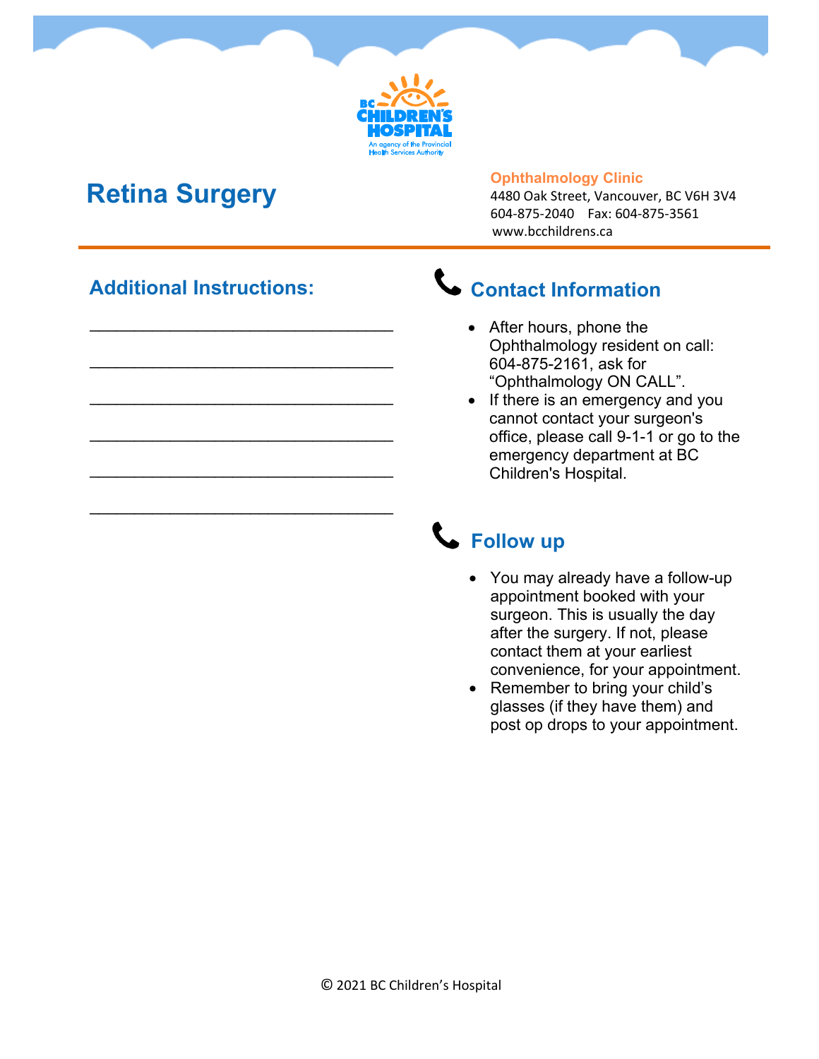# Retina Surgery

**Ophthalmology Clinic**
4480 Oak Street, Vancouver, BC V6H 3V4
604-875-2040 Fax: 604-875-3561
www.bcchildrens.ca

## Additional Instructions:

________________________________

________________________________

________________________________

________________________________

________________________________

________________________________

## Contact Information

- After hours, phone the Ophthalmology resident on call: 604-875-2161, ask for “Ophthalmology ON CALL”.
- If there is an emergency and you cannot contact your surgeon's office, please call 9-1-1 or go to the emergency department at BC Children's Hospital.

## Follow up

- You may already have a follow-up appointment booked with your surgeon. This is usually the day after the surgery. If not, please contact them at your earliest convenience, for your appointment.
- Remember to bring your child’s glasses (if they have them) and post op drops to your appointment.

© 2021 BC Children’s Hospital